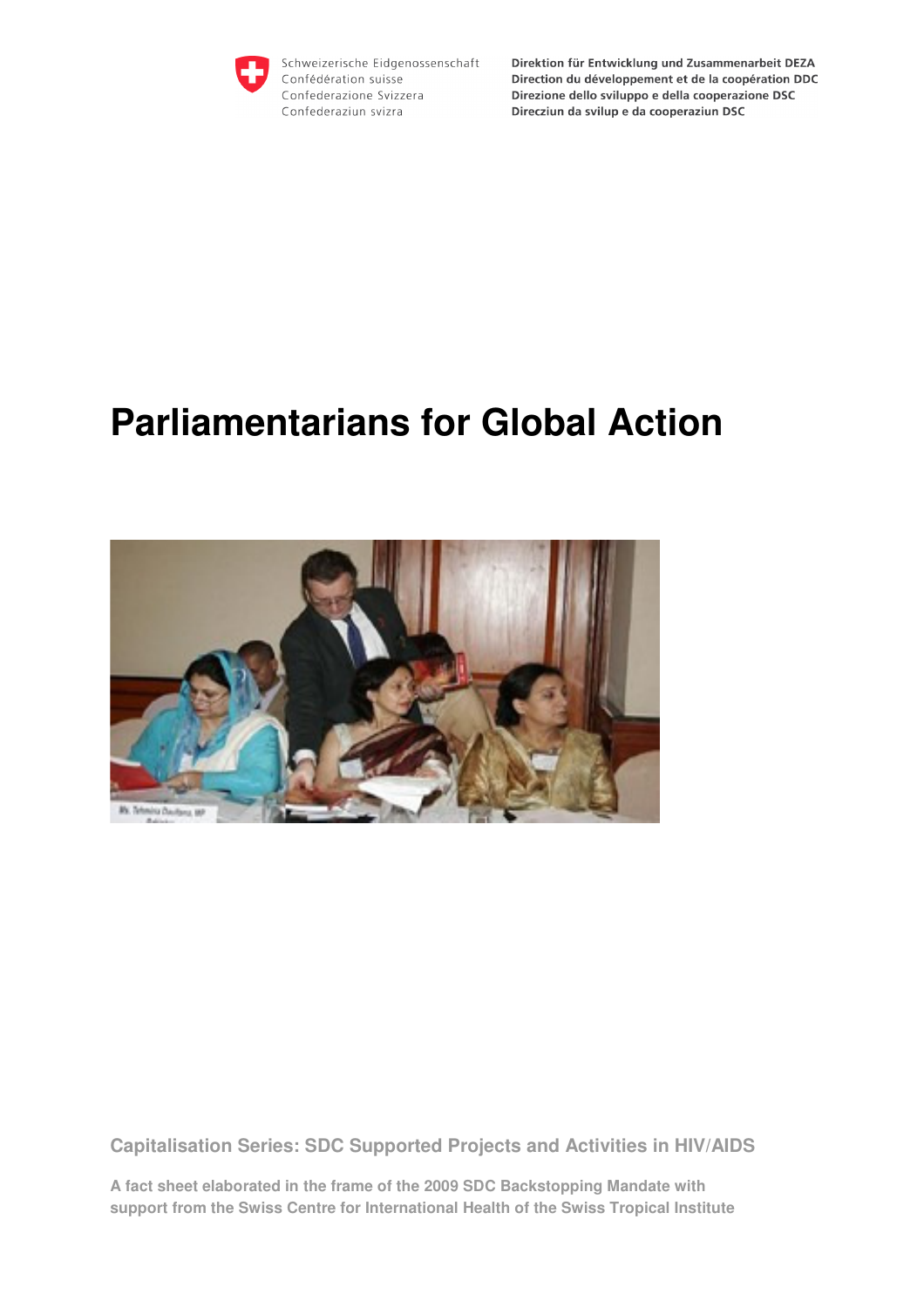Schweizerische Eidgenossenschaft
Confédération suisse
Confederazione Svizzera
Confederaziun svizra

Direktion für Entwicklung und Zusammenarbeit DEZA
Direction du développement et de la coopération DDC
Direzione dello sviluppo e della cooperazione DSC
Direcziun da svilup e da cooperaziun DSC

# Parliamentarians for Global Action

**Capitalisation Series: SDC Supported Projects and Activities in HIV/AIDS**

**A fact sheet elaborated in the frame of the 2009 SDC Backstopping Mandate with support from the Swiss Centre for International Health of the Swiss Tropical Institute**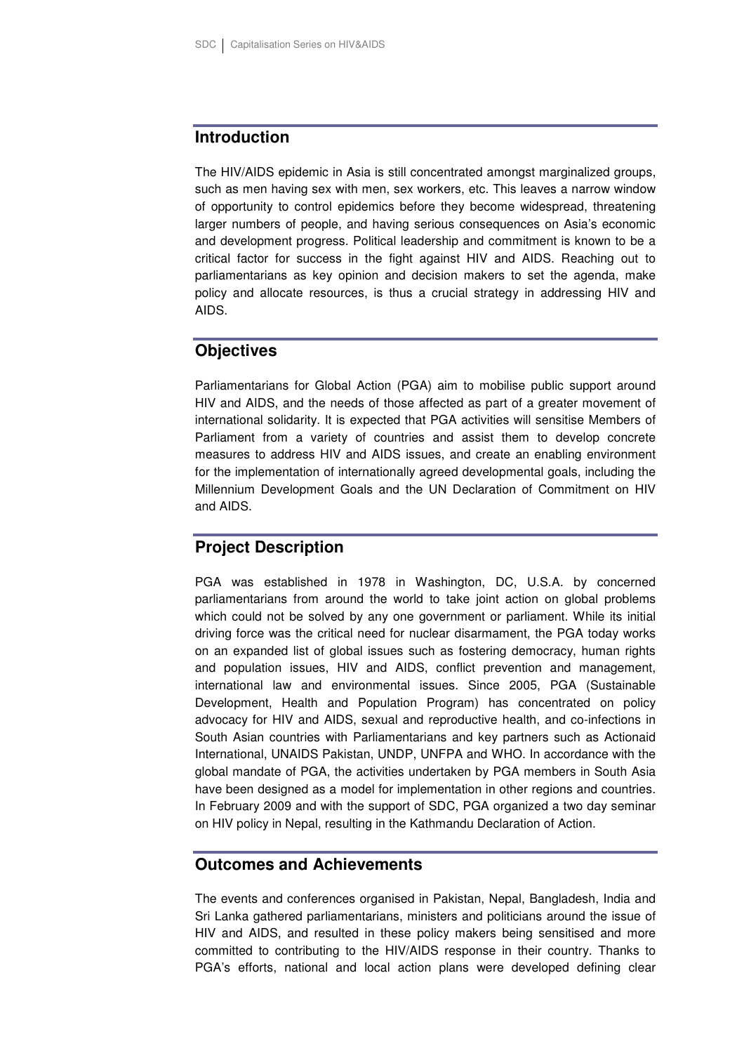## Introduction

The HIV/AIDS epidemic in Asia is still concentrated amongst marginalized groups, such as men having sex with men, sex workers, etc. This leaves a narrow window of opportunity to control epidemics before they become widespread, threatening larger numbers of people, and having serious consequences on Asia's economic and development progress. Political leadership and commitment is known to be a critical factor for success in the fight against HIV and AIDS. Reaching out to parliamentarians as key opinion and decision makers to set the agenda, make policy and allocate resources, is thus a crucial strategy in addressing HIV and AIDS.

## Objectives

Parliamentarians for Global Action (PGA) aim to mobilise public support around HIV and AIDS, and the needs of those affected as part of a greater movement of international solidarity. It is expected that PGA activities will sensitise Members of Parliament from a variety of countries and assist them to develop concrete measures to address HIV and AIDS issues, and create an enabling environment for the implementation of internationally agreed developmental goals, including the Millennium Development Goals and the UN Declaration of Commitment on HIV and AIDS.

## Project Description

PGA was established in 1978 in Washington, DC, U.S.A. by concerned parliamentarians from around the world to take joint action on global problems which could not be solved by any one government or parliament. While its initial driving force was the critical need for nuclear disarmament, the PGA today works on an expanded list of global issues such as fostering democracy, human rights and population issues, HIV and AIDS, conflict prevention and management, international law and environmental issues. Since 2005, PGA (Sustainable Development, Health and Population Program) has concentrated on policy advocacy for HIV and AIDS, sexual and reproductive health, and co-infections in South Asian countries with Parliamentarians and key partners such as Actionaid International, UNAIDS Pakistan, UNDP, UNFPA and WHO. In accordance with the global mandate of PGA, the activities undertaken by PGA members in South Asia have been designed as a model for implementation in other regions and countries. In February 2009 and with the support of SDC, PGA organized a two day seminar on HIV policy in Nepal, resulting in the Kathmandu Declaration of Action.

## Outcomes and Achievements

The events and conferences organised in Pakistan, Nepal, Bangladesh, India and Sri Lanka gathered parliamentarians, ministers and politicians around the issue of HIV and AIDS, and resulted in these policy makers being sensitised and more committed to contributing to the HIV/AIDS response in their country. Thanks to PGA's efforts, national and local action plans were developed defining clear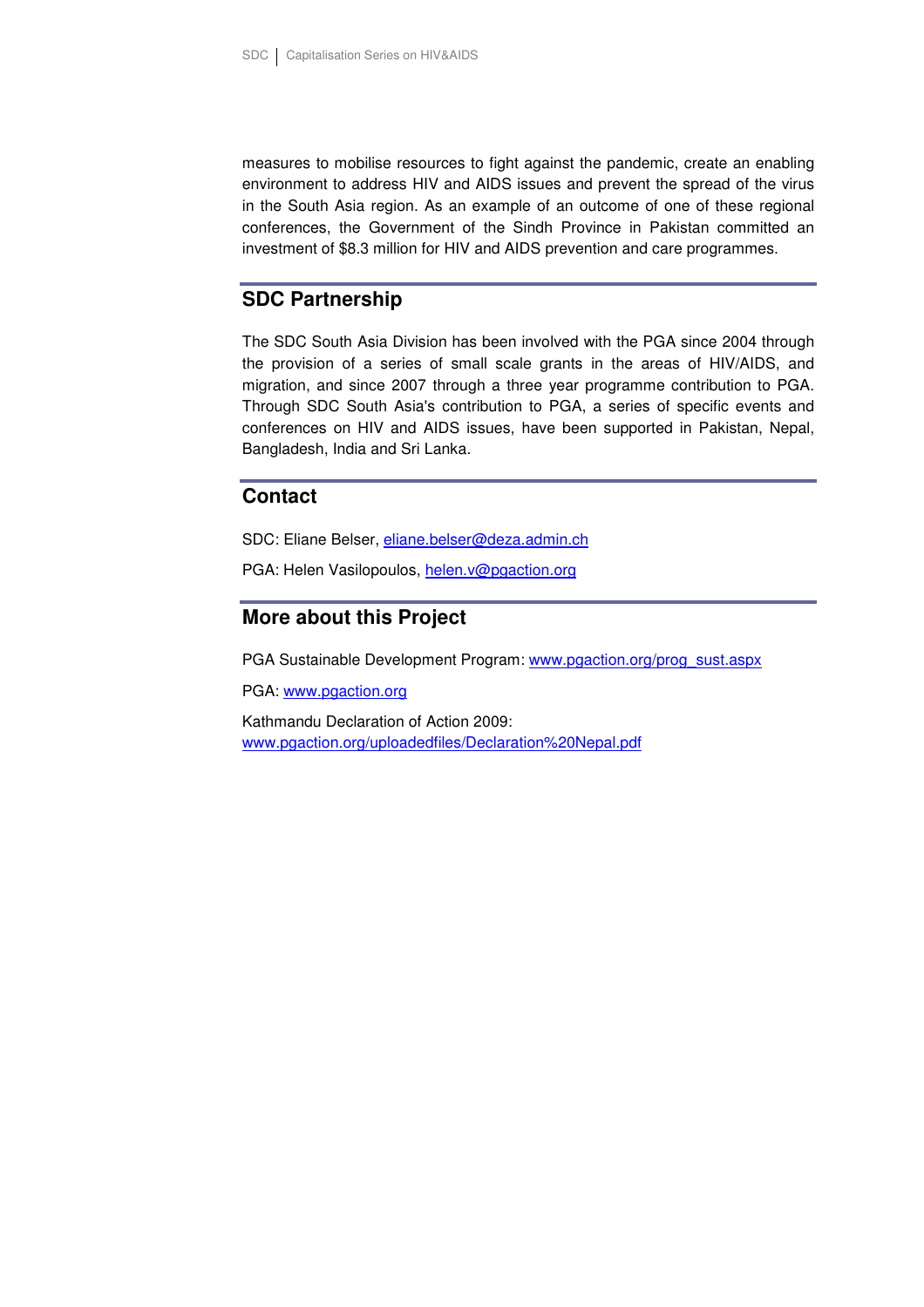measures to mobilise resources to fight against the pandemic, create an enabling environment to address HIV and AIDS issues and prevent the spread of the virus in the South Asia region. As an example of an outcome of one of these regional conferences, the Government of the Sindh Province in Pakistan committed an investment of $8.3 million for HIV and AIDS prevention and care programmes.

## SDC Partnership

The SDC South Asia Division has been involved with the PGA since 2004 through the provision of a series of small scale grants in the areas of HIV/AIDS, and migration, and since 2007 through a three year programme contribution to PGA. Through SDC South Asia's contribution to PGA, a series of specific events and conferences on HIV and AIDS issues, have been supported in Pakistan, Nepal, Bangladesh, India and Sri Lanka.

## Contact

SDC: Eliane Belser, eliane.belser@deza.admin.ch

PGA: Helen Vasilopoulos, helen.v@pgaction.org

## More about this Project

PGA Sustainable Development Program: www.pgaction.org/prog_sust.aspx

PGA: www.pgaction.org

Kathmandu Declaration of Action 2009:
www.pgaction.org/uploadedfiles/Declaration%20Nepal.pdf